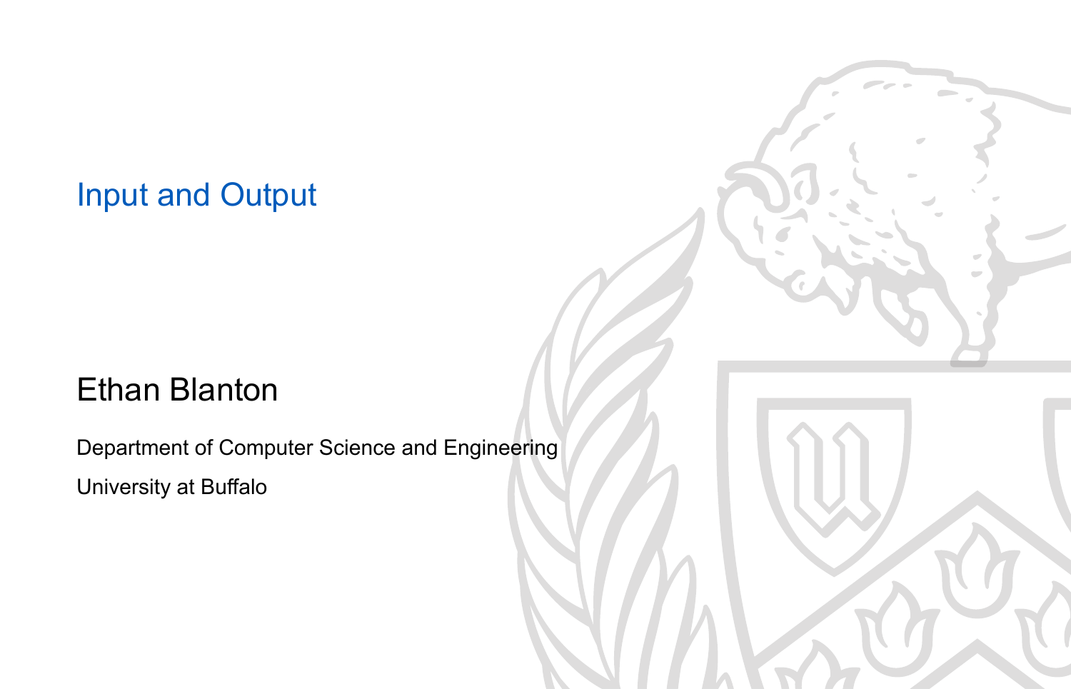# Input and Output

Ethan Blanton

Department of Computer Science and Engineering

University at Buffalo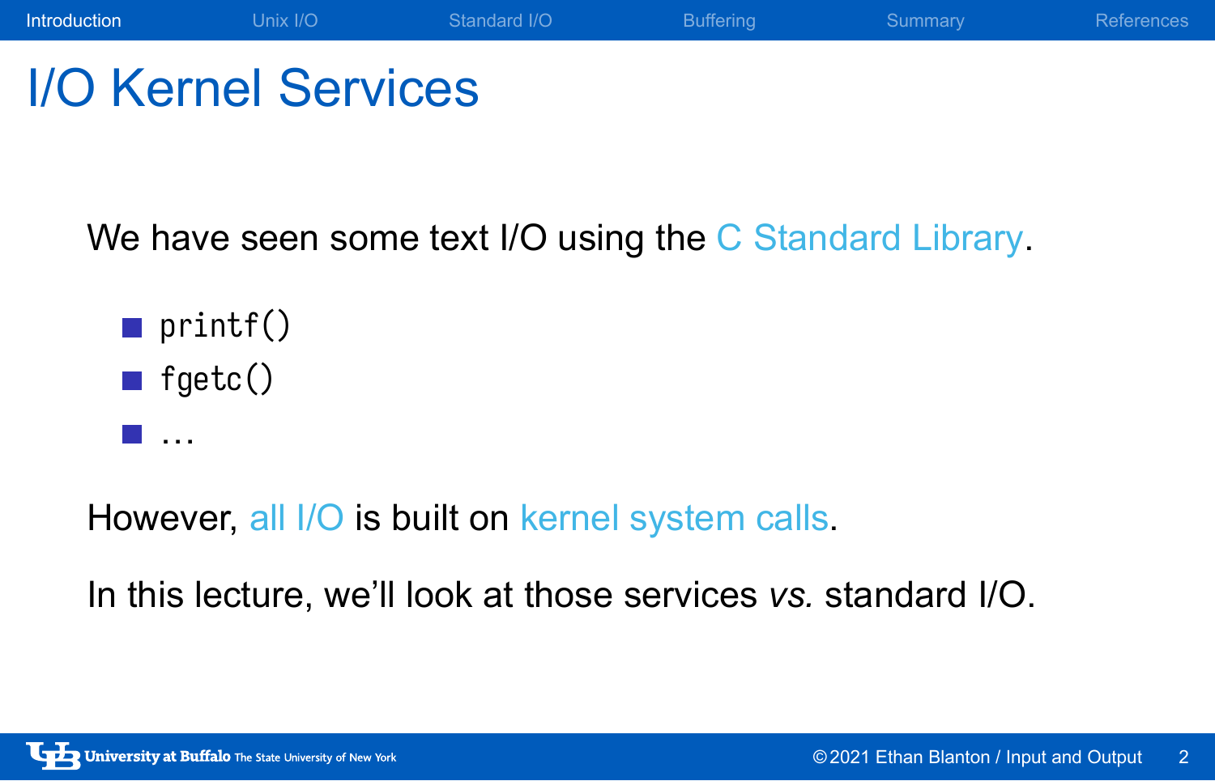# I/O Kernel Services

We have seen some text I/O using the C Standard Library.

- `printf()`
- `fgetc()`
- ...

However, all I/O is built on kernel system calls.

In this lecture, we'll look at those services *vs.* standard I/O.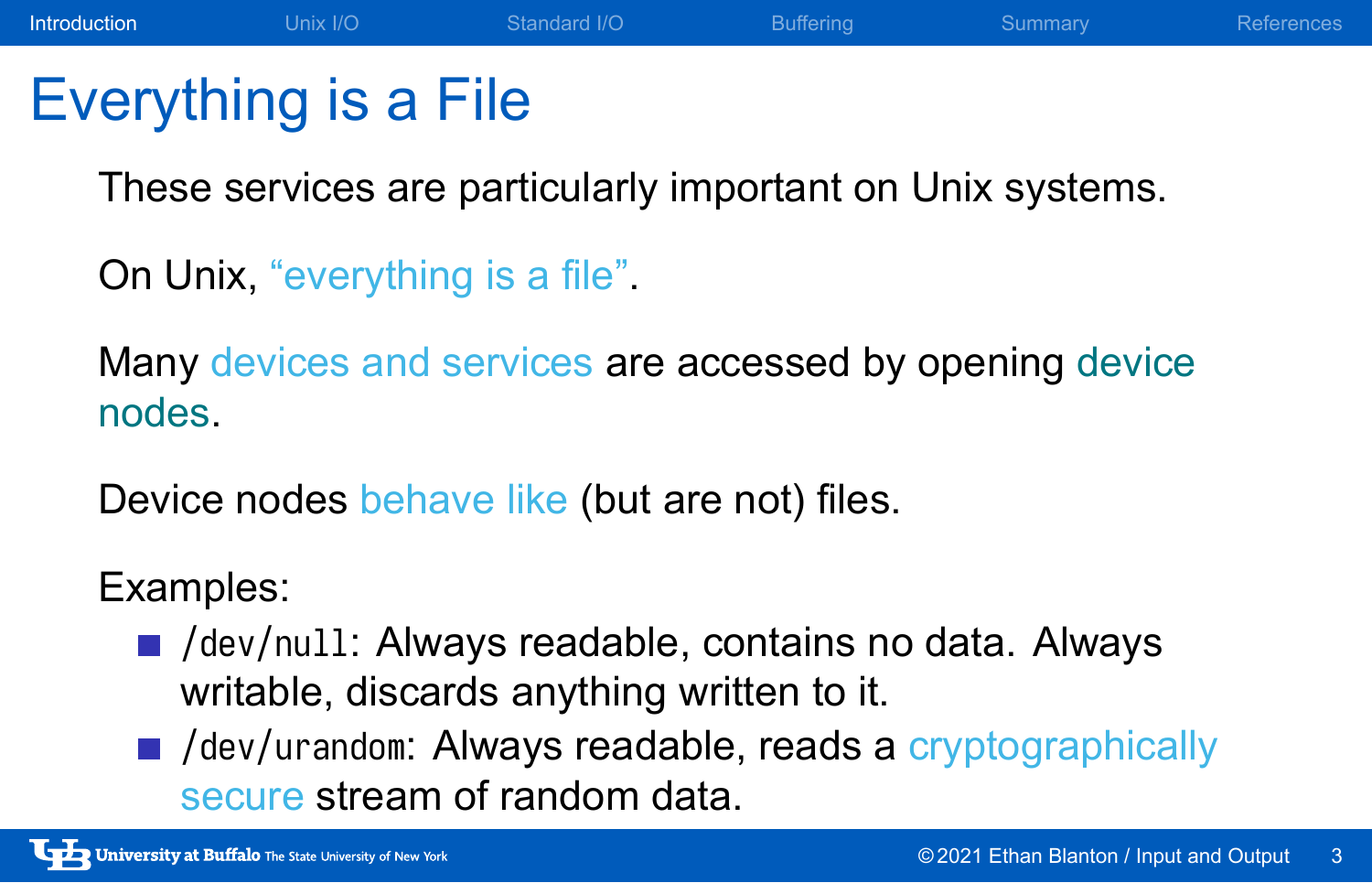# Everything is a File

These services are particularly important on Unix systems.

On Unix, "everything is a file".

Many devices and services are accessed by opening device nodes.

Device nodes behave like (but are not) files.

Examples:

- `/dev/null`: Always readable, contains no data. Always writable, discards anything written to it.
- `/dev/urandom`: Always readable, reads a cryptographically secure stream of random data.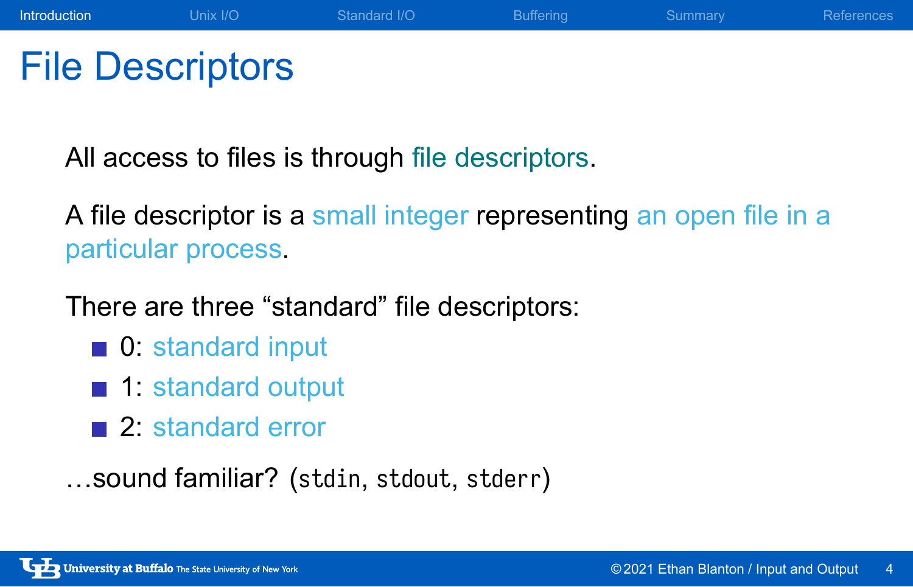# File Descriptors

All access to files is through file descriptors.

A file descriptor is a small integer representing an open file in a particular process.

There are three "standard" file descriptors:

- 0: standard input
- 1: standard output
- 2: standard error

…sound familiar? (`stdin`, `stdout`, `stderr`)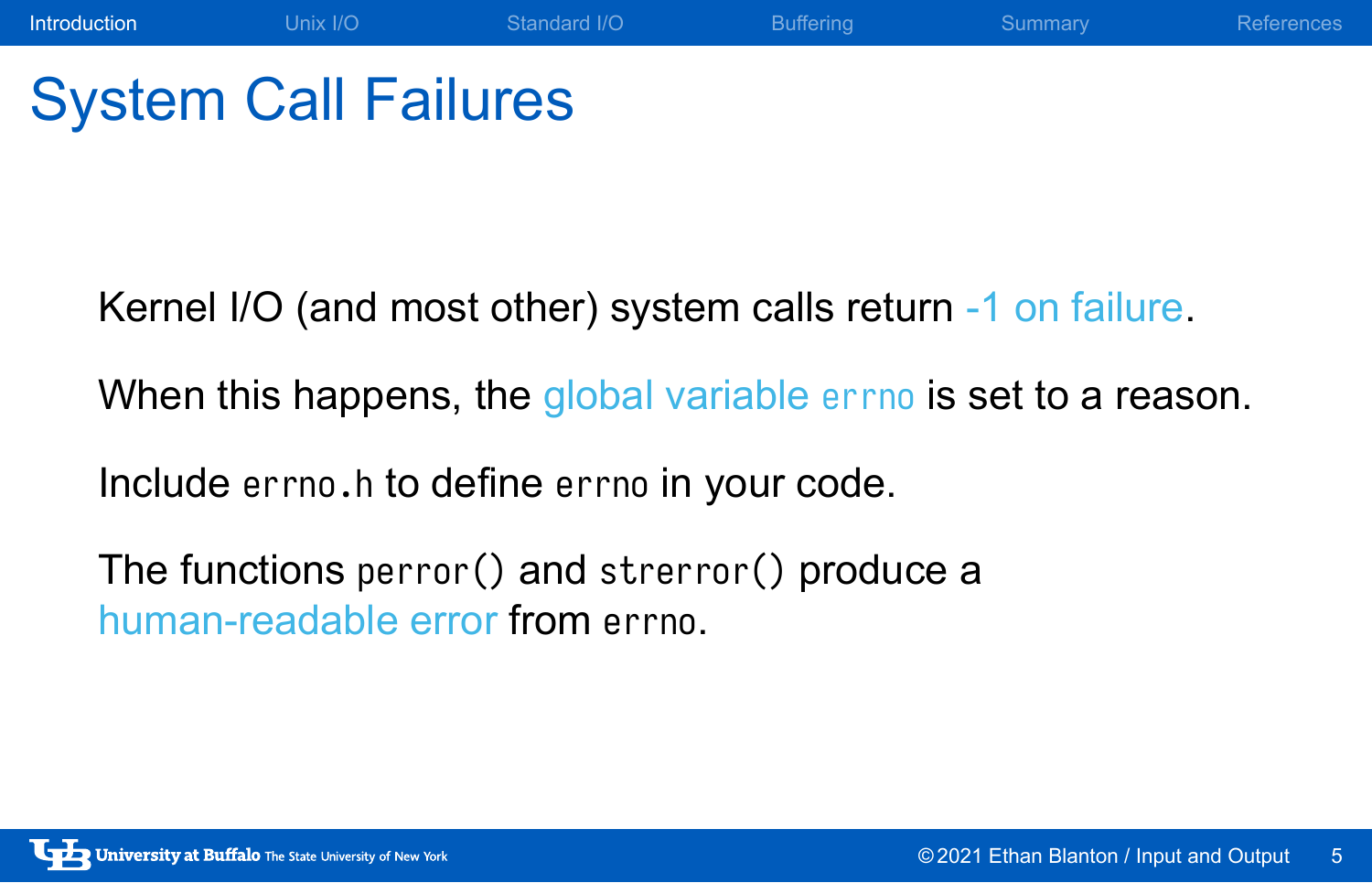# System Call Failures

Kernel I/O (and most other) system calls return -1 on failure.

When this happens, the global variable `errno` is set to a reason.

Include `errno.h` to define `errno` in your code.

The functions `perror()` and `strerror()` produce a human-readable error from `errno`.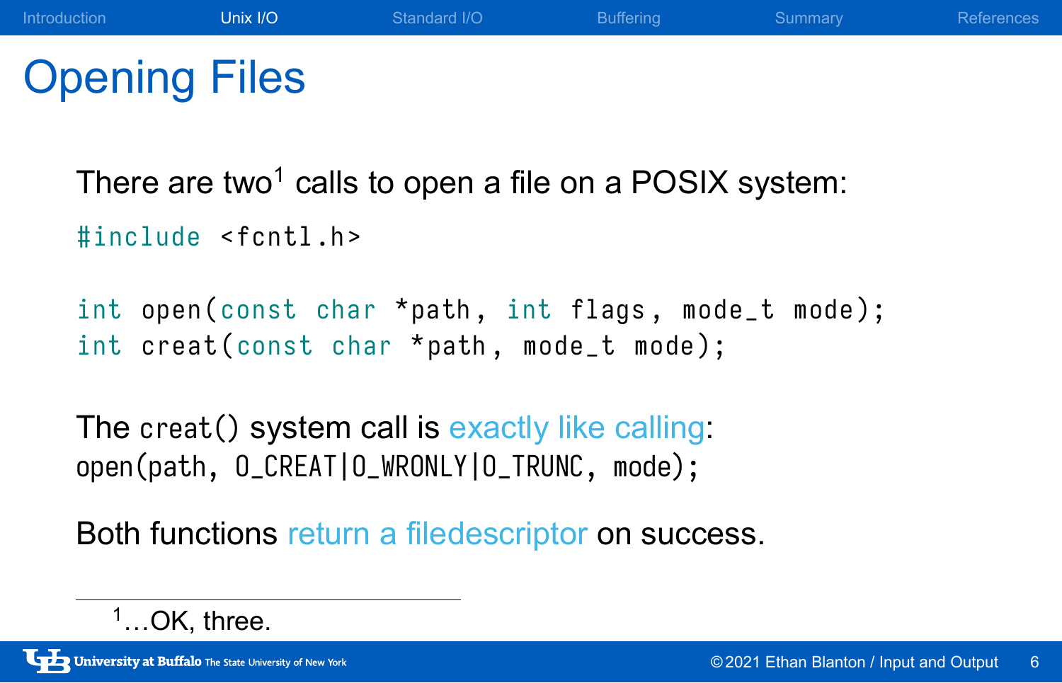# Opening Files

There are two[1] calls to open a file on a POSIX system:

```
#include <fcntl.h>

int open(const char *path, int flags, mode_t mode);
int creat(const char *path, mode_t mode);
```

The `creat()` system call is exactly like calling:
`open(path, O_CREAT|O_WRONLY|O_TRUNC, mode);`

Both functions return a filedescriptor on success.

[1] ...OK, three.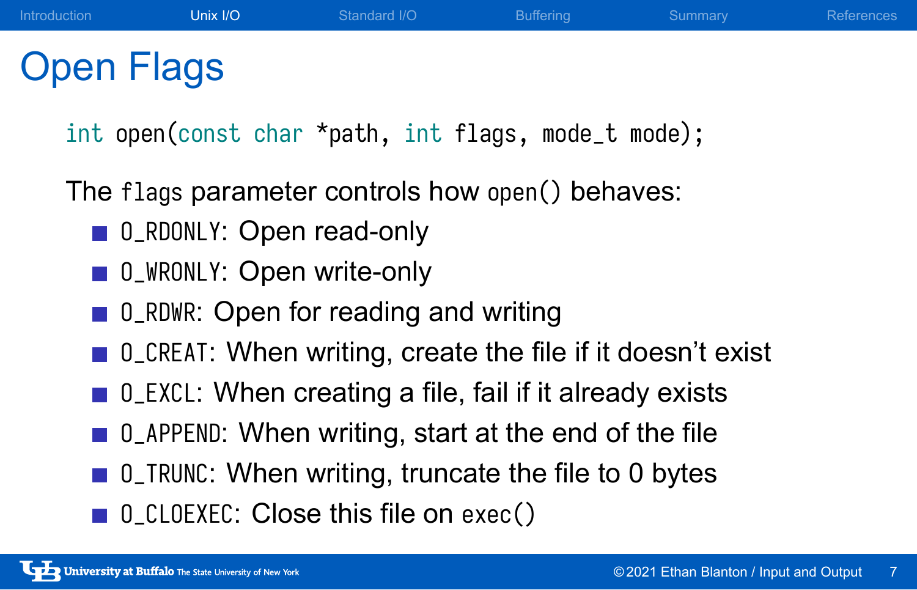# Open Flags

```
int open(const char *path, int flags, mode_t mode);
```

The `flags` parameter controls how `open()` behaves:

- `O_RDONLY`: Open read-only
- `O_WRONLY`: Open write-only
- `O_RDWR`: Open for reading and writing
- `O_CREAT`: When writing, create the file if it doesn't exist
- `O_EXCL`: When creating a file, fail if it already exists
- `O_APPEND`: When writing, start at the end of the file
- `O_TRUNC`: When writing, truncate the file to 0 bytes
- `O_CLOEXEC`: Close this file on `exec()`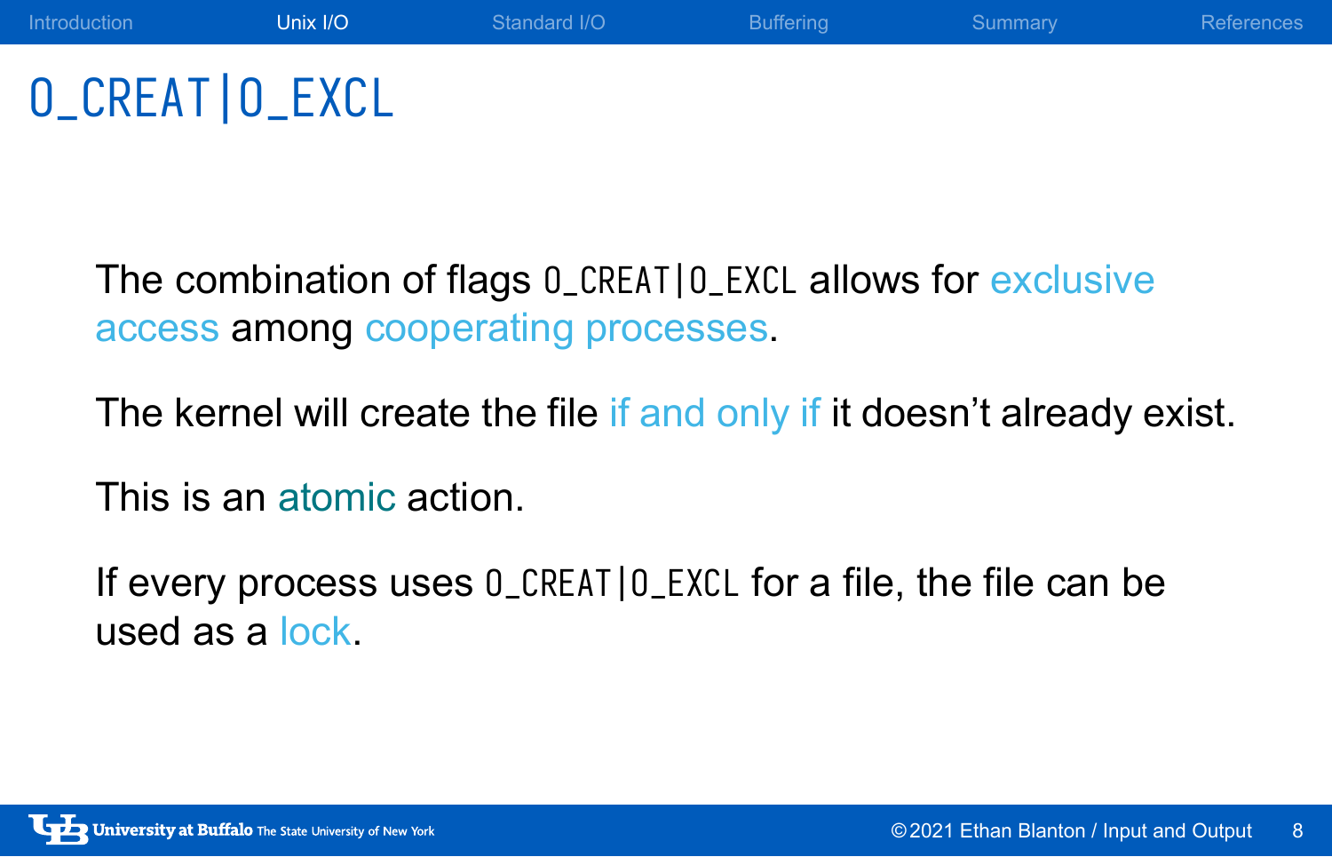# `O_CREAT|O_EXCL`

The combination of flags `O_CREAT|O_EXCL` allows for exclusive access among cooperating processes.

The kernel will create the file if and only if it doesn't already exist.

This is an atomic action.

If every process uses `O_CREAT|O_EXCL` for a file, the file can be used as a lock.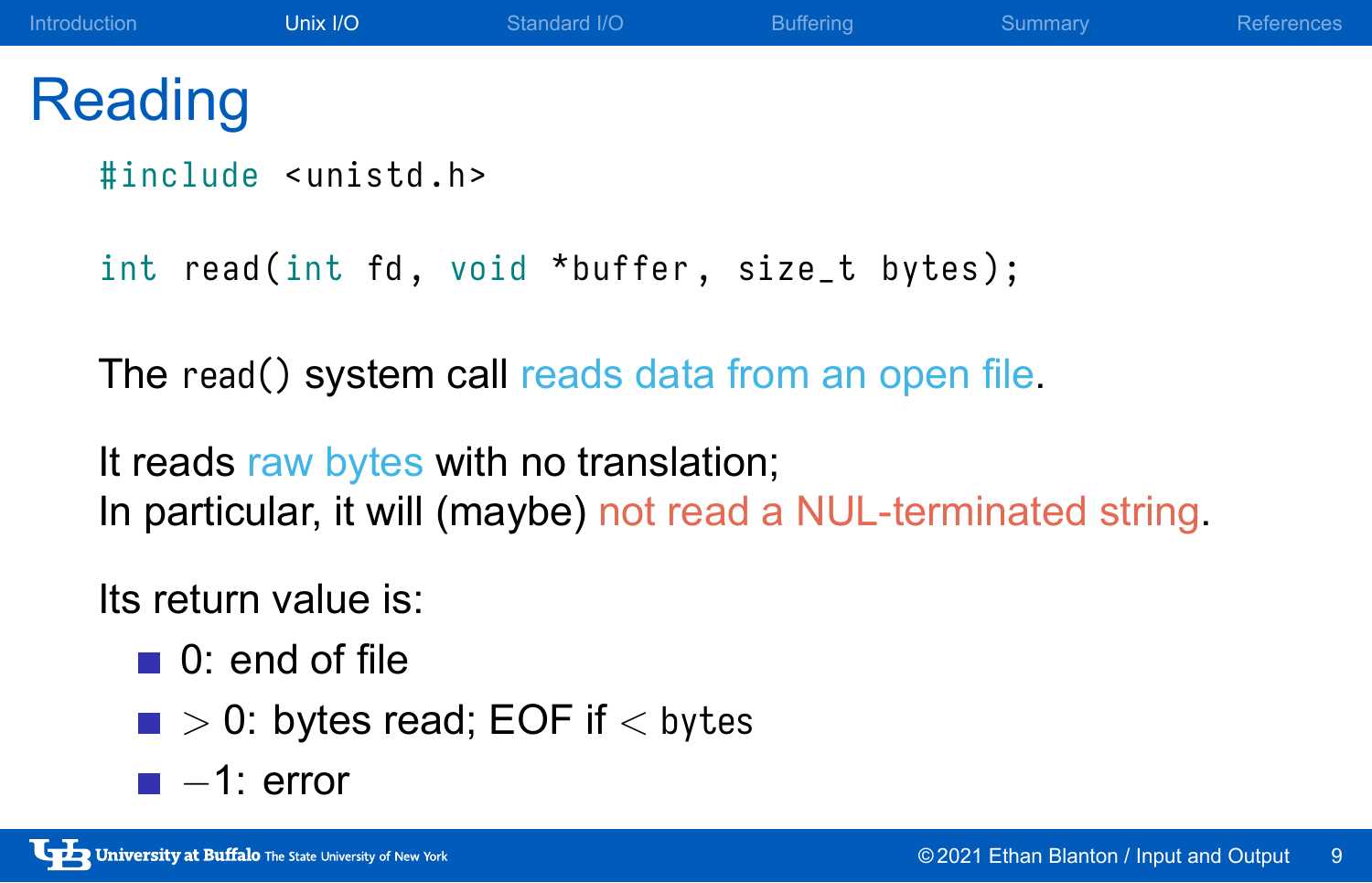# Reading

```
#include <unistd.h>

int read(int fd, void *buffer, size_t bytes);
```

The `read()` system call reads data from an open file.

It reads raw bytes with no translation;
In particular, it will (maybe) not read a NUL-terminated string.

Its return value is:

- 0: end of file
- $> 0$: bytes read; EOF if $<$ `bytes`
- $-1$: error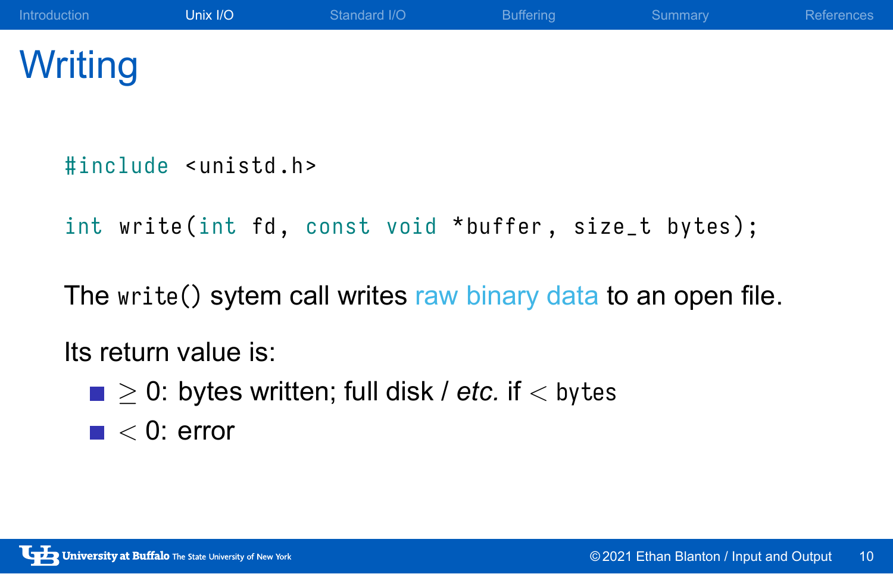# Writing

```c
#include <unistd.h>

int write(int fd, const void *buffer, size_t bytes);
```

The `write()` sytem call writes raw binary data to an open file.

Its return value is:

- $\geq$ 0: bytes written; full disk / *etc.* if $<$ `bytes`
- $<$ 0: error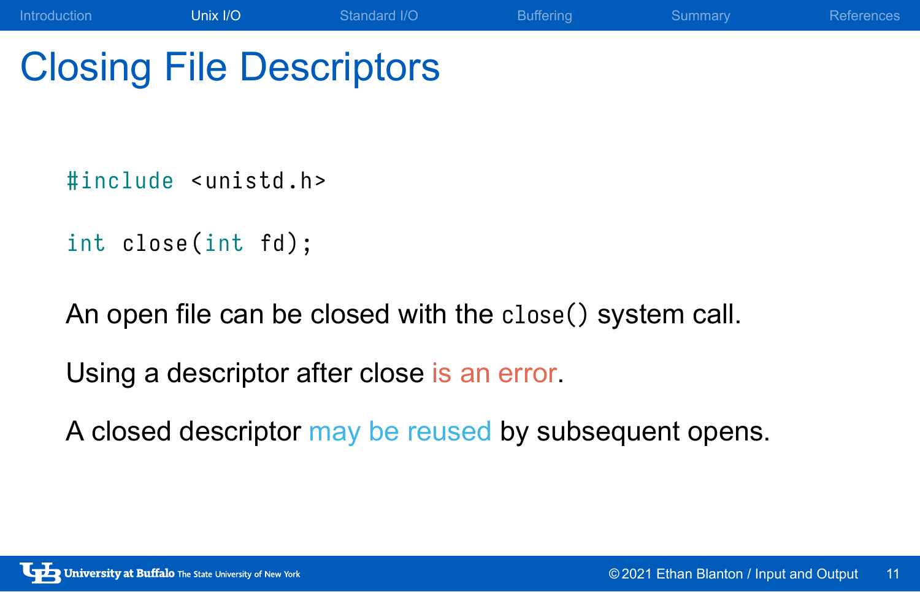# Closing File Descriptors

```
#include <unistd.h>

int close(int fd);
```

An open file can be closed with the `close()` system call.

Using a descriptor after close is an error.

A closed descriptor may be reused by subsequent opens.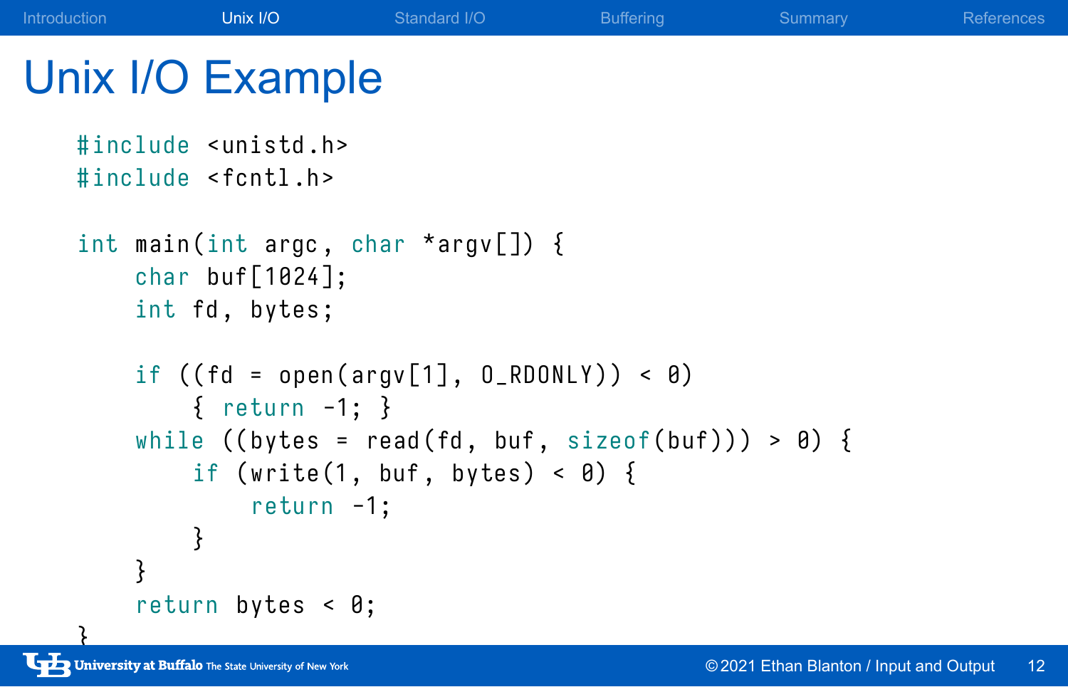# Unix I/O Example

```c
#include <unistd.h>
#include <fcntl.h>

int main(int argc, char *argv[]) {
    char buf[1024];
    int fd, bytes;

    if ((fd = open(argv[1], O_RDONLY)) < 0)
        { return -1; }
    while ((bytes = read(fd, buf, sizeof(buf))) > 0) {
        if (write(1, buf, bytes) < 0) {
            return -1;
        }
    }
    return bytes < 0;
}
```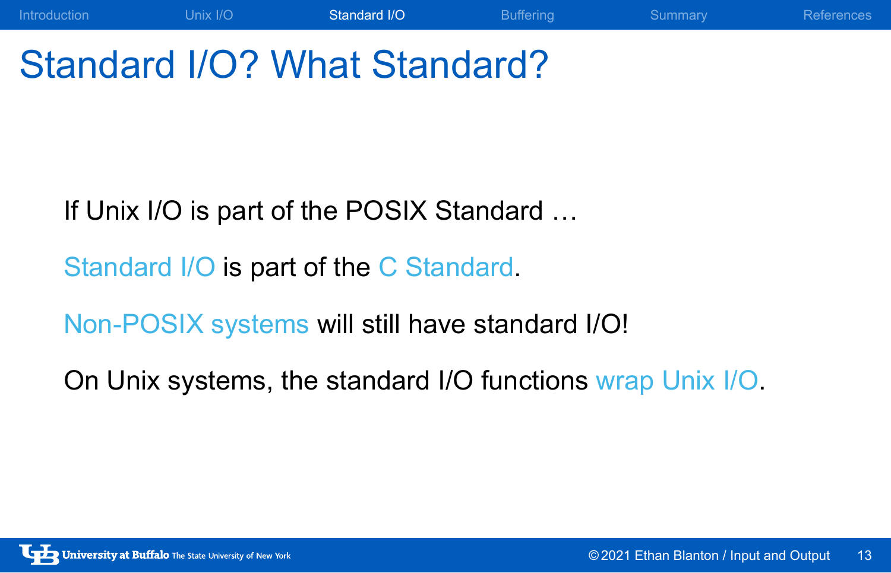# Standard I/O? What Standard?

If Unix I/O is part of the POSIX Standard …

Standard I/O is part of the C Standard.

Non-POSIX systems will still have standard I/O!

On Unix systems, the standard I/O functions wrap Unix I/O.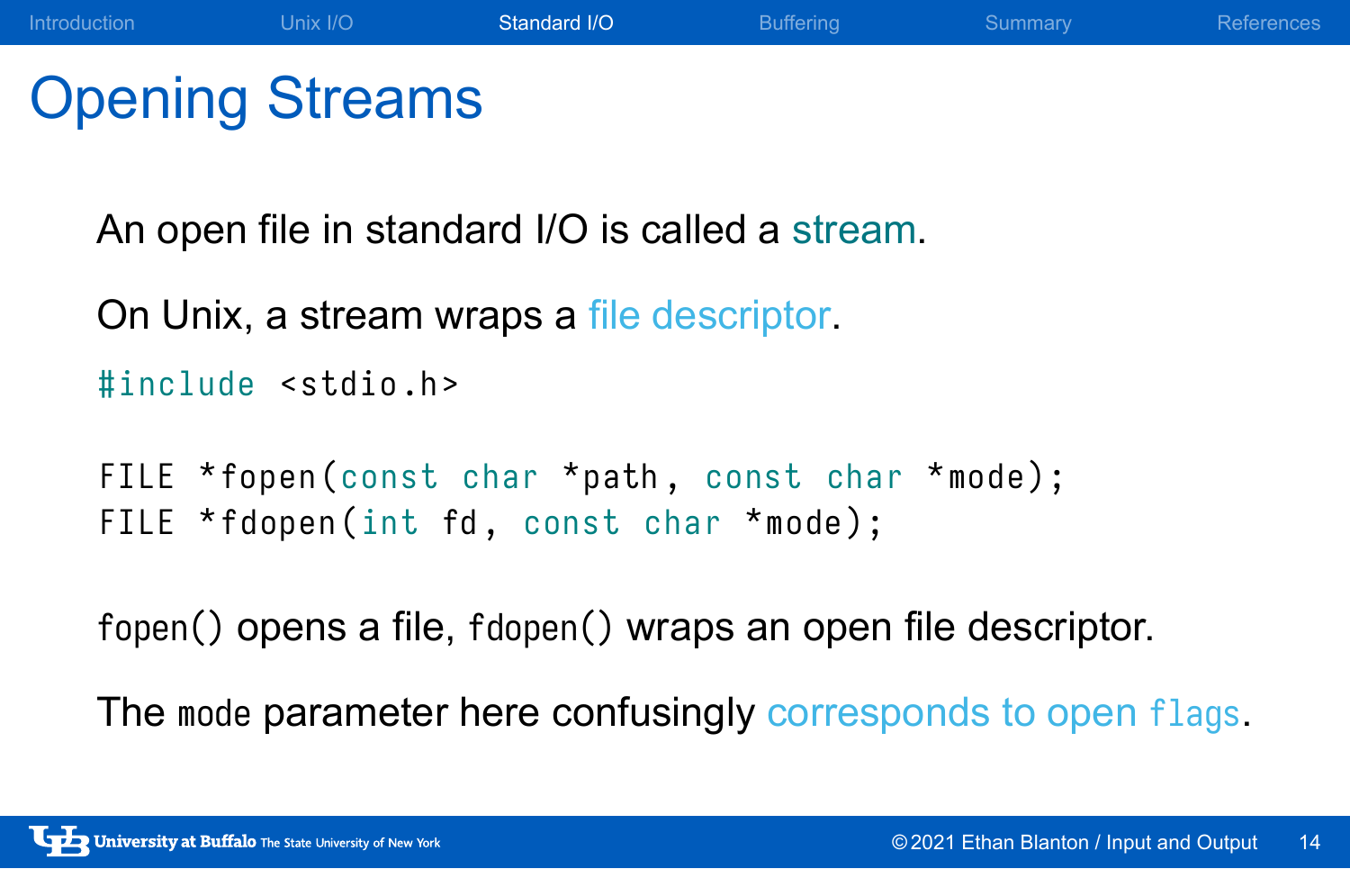# Opening Streams

An open file in standard I/O is called a stream.

On Unix, a stream wraps a file descriptor.

```
#include <stdio.h>

FILE *fopen(const char *path, const char *mode);
FILE *fdopen(int fd, const char *mode);
```

`fopen()` opens a file, `fdopen()` wraps an open file descriptor.

The `mode` parameter here confusingly corresponds to open `flags`.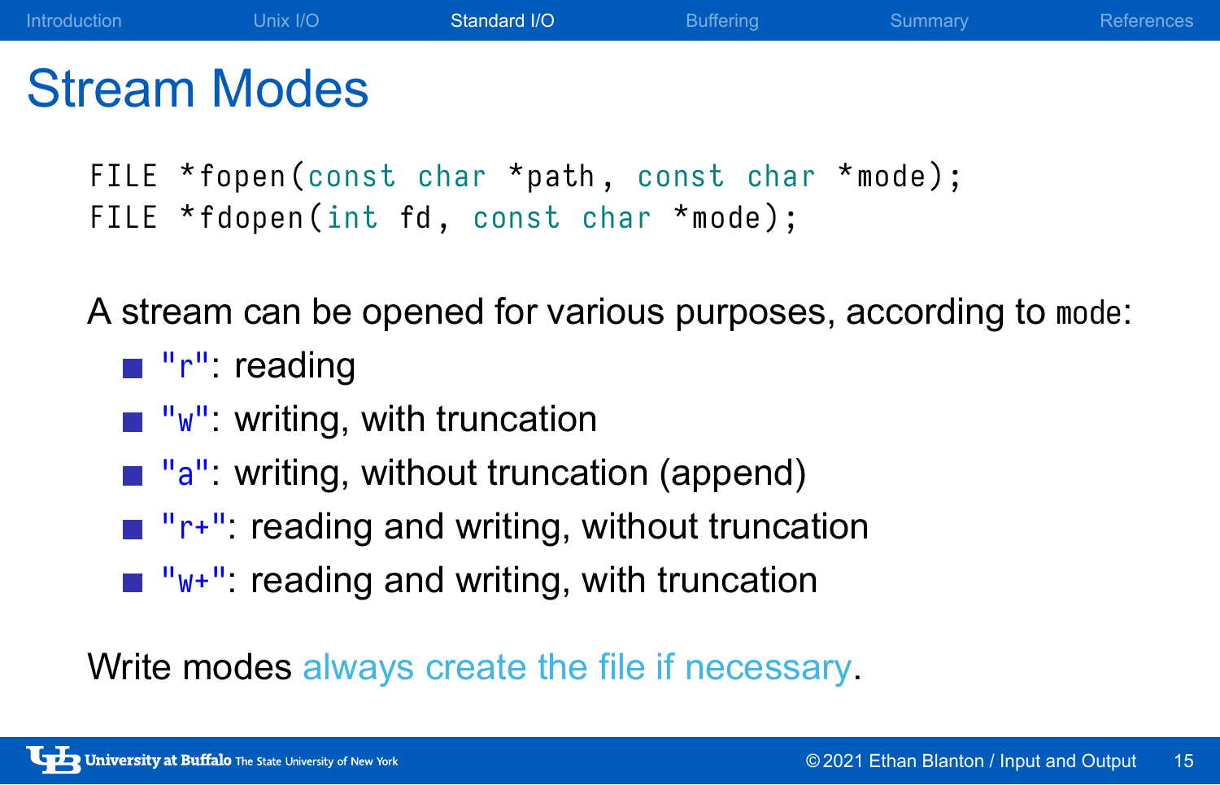# Stream Modes

```
FILE *fopen(const char *path, const char *mode);
FILE *fdopen(int fd, const char *mode);
```

A stream can be opened for various purposes, according to `mode`:

- `"r"`: reading
- `"w"`: writing, with truncation
- `"a"`: writing, without truncation (append)
- `"r+"`: reading and writing, without truncation
- `"w+"`: reading and writing, with truncation

Write modes always create the file if necessary.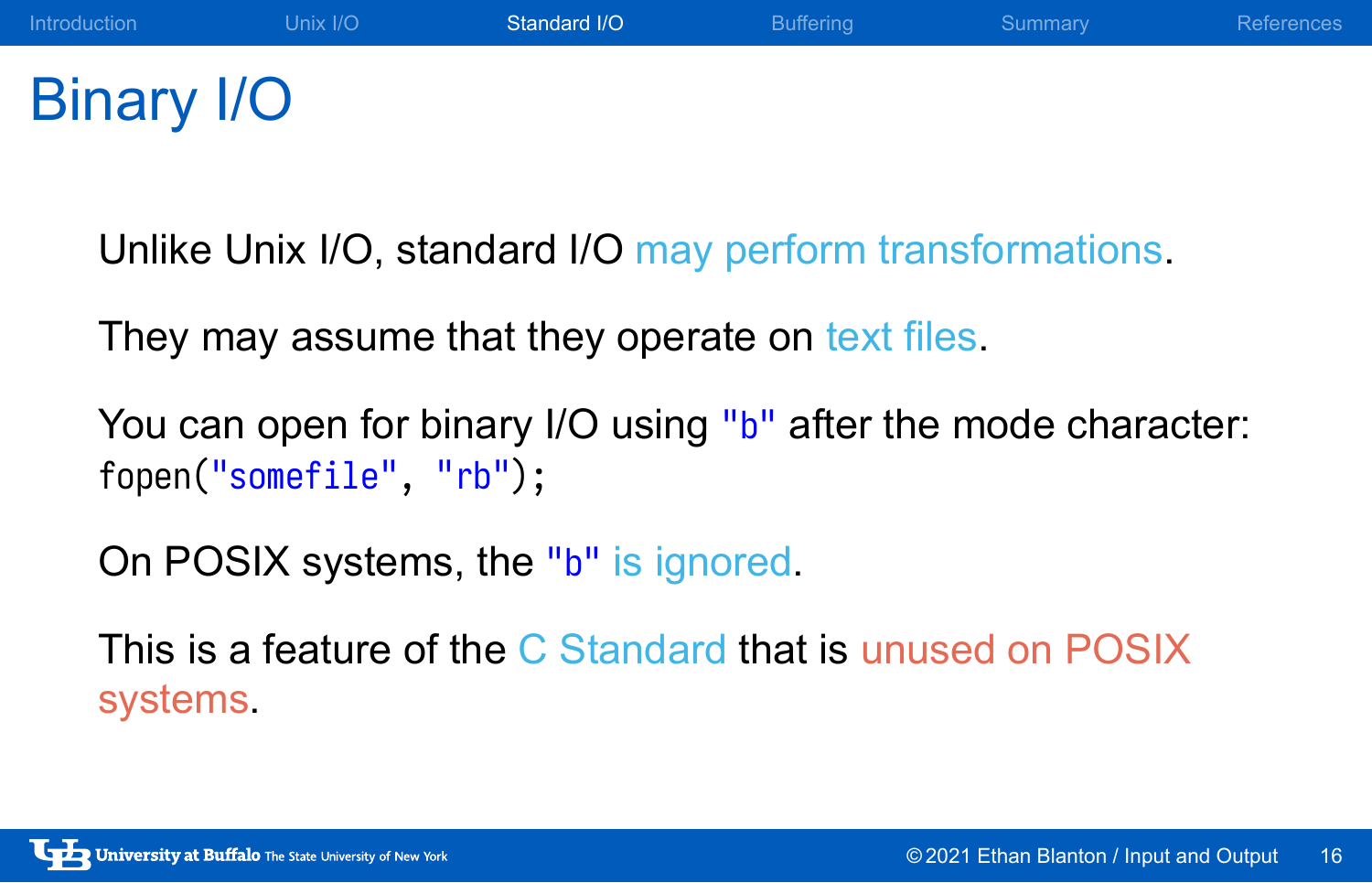# Binary I/O

Unlike Unix I/O, standard I/O may perform transformations.

They may assume that they operate on text files.

You can open for binary I/O using `"b"` after the mode character:

```
fopen("somefile", "rb");
```

On POSIX systems, the `"b"` is ignored.

This is a feature of the C Standard that is unused on POSIX systems.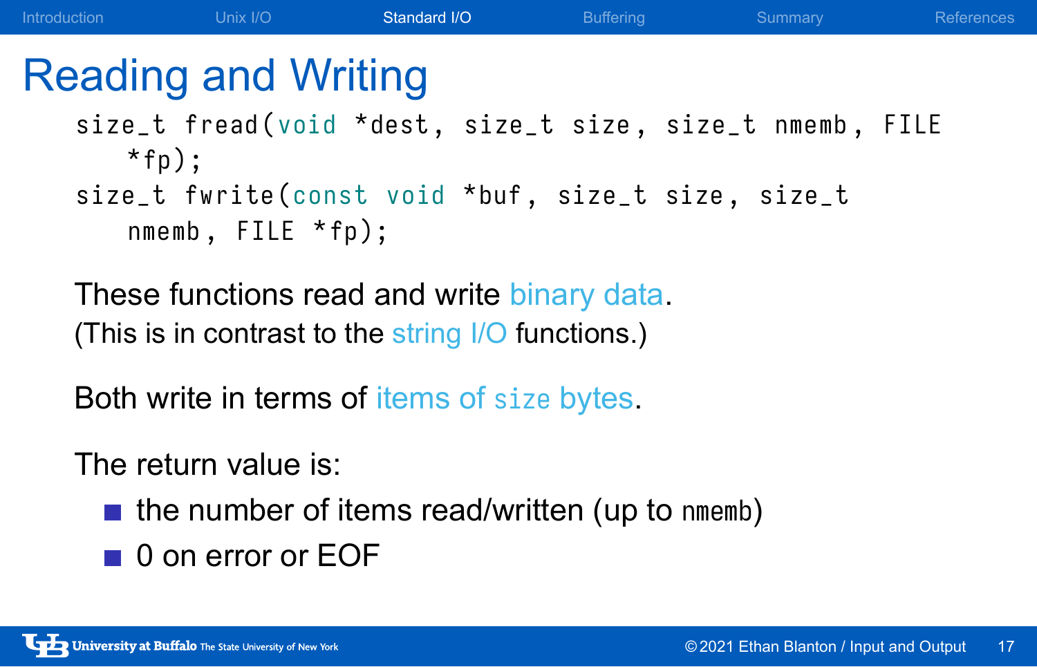# Reading and Writing

```
size_t fread(void *dest, size_t size, size_t nmemb, FILE
    *fp);
size_t fwrite(const void *buf, size_t size, size_t
    nmemb, FILE *fp);
```

These functions read and write binary data.
(This is in contrast to the string I/O functions.)

Both write in terms of items of `size` bytes.

The return value is:

- the number of items read/written (up to `nmemb`)
- 0 on error or EOF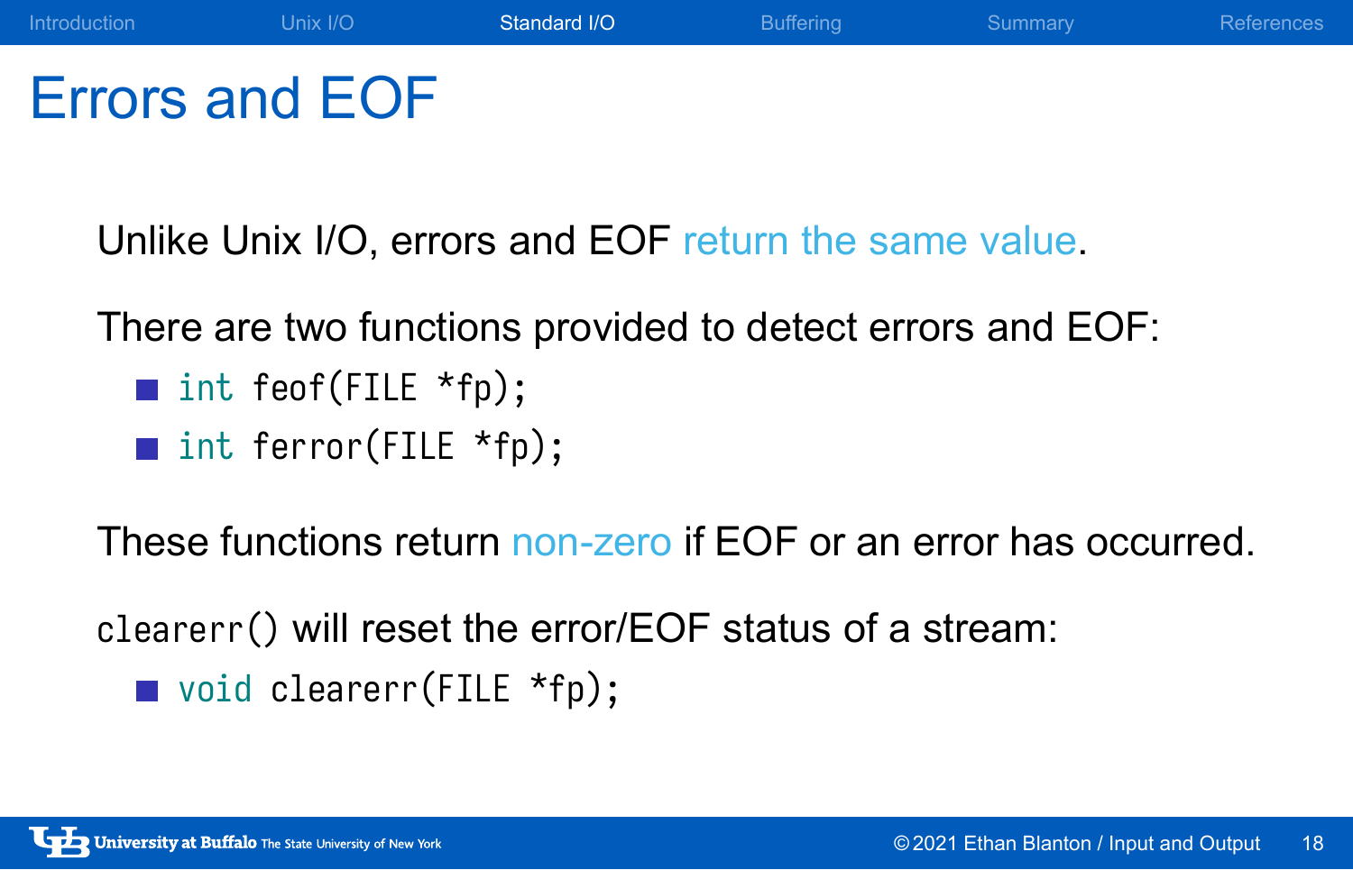# Errors and EOF

Unlike Unix I/O, errors and EOF return the same value.

There are two functions provided to detect errors and EOF:

- `int feof(FILE *fp);`
- `int ferror(FILE *fp);`

These functions return non-zero if EOF or an error has occurred.

`clearerr()` will reset the error/EOF status of a stream:

- `void clearerr(FILE *fp);`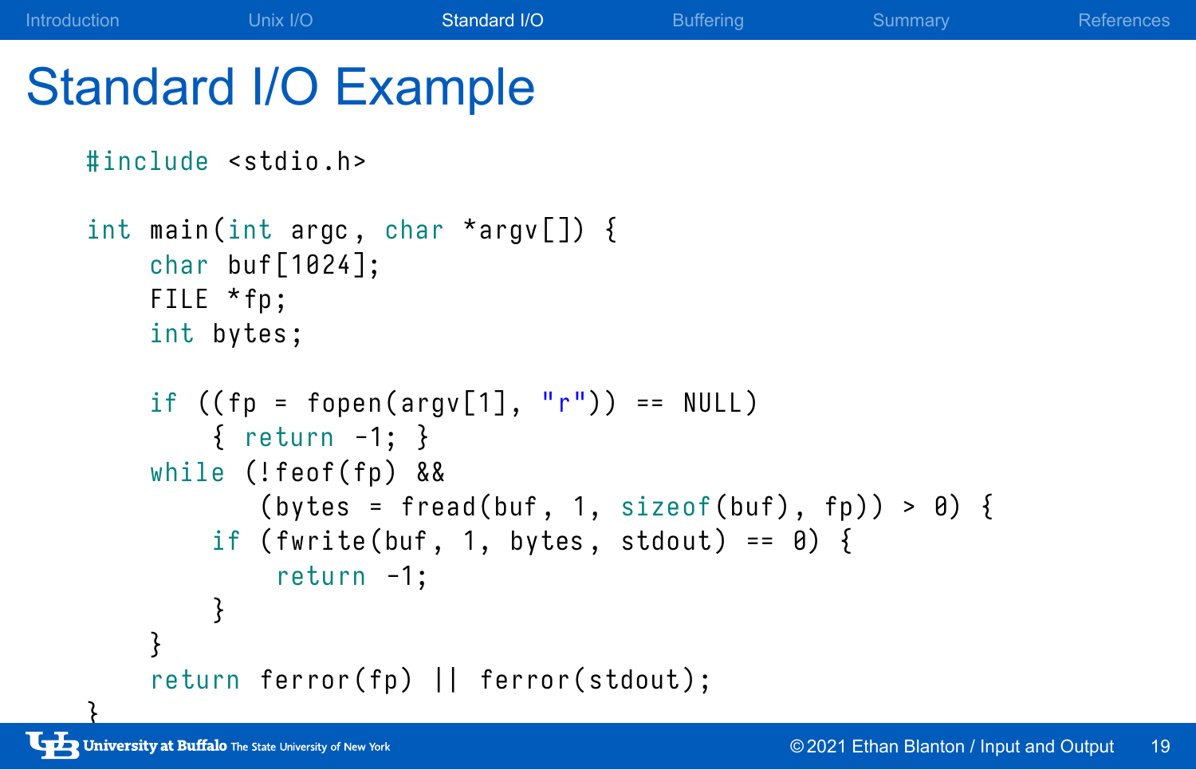# Standard I/O Example

```c
#include <stdio.h>

int main(int argc, char *argv[]) {
    char buf[1024];
    FILE *fp;
    int bytes;

    if ((fp = fopen(argv[1], "r")) == NULL)
        { return -1; }
    while (!feof(fp) &&
           (bytes = fread(buf, 1, sizeof(buf), fp)) > 0) {
        if (fwrite(buf, 1, bytes, stdout) == 0) {
            return -1;
        }
    }
    return ferror(fp) || ferror(stdout);
}
```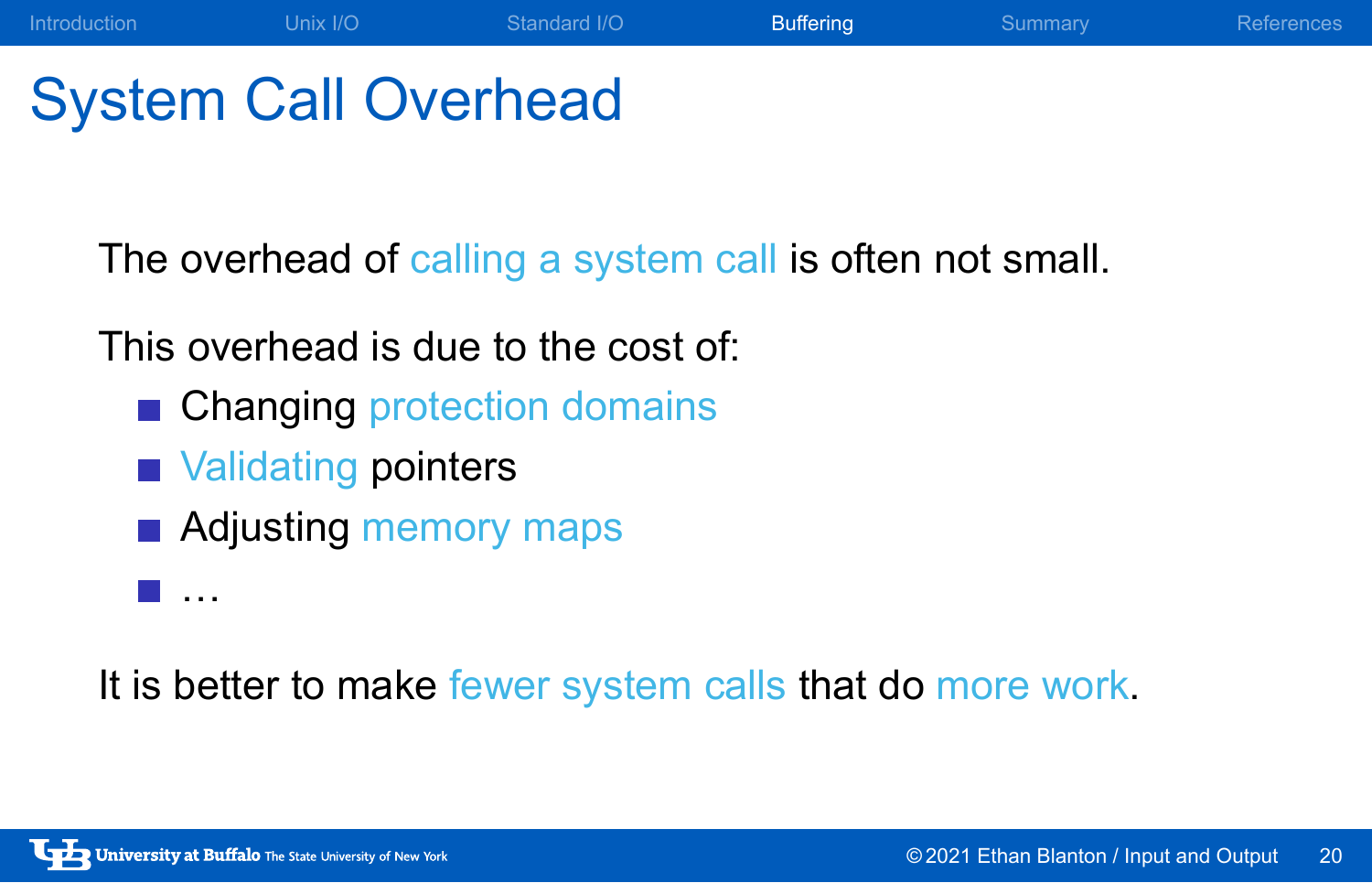# System Call Overhead

The overhead of calling a system call is often not small.

This overhead is due to the cost of:

- Changing protection domains
- Validating pointers
- Adjusting memory maps
- …

It is better to make fewer system calls that do more work.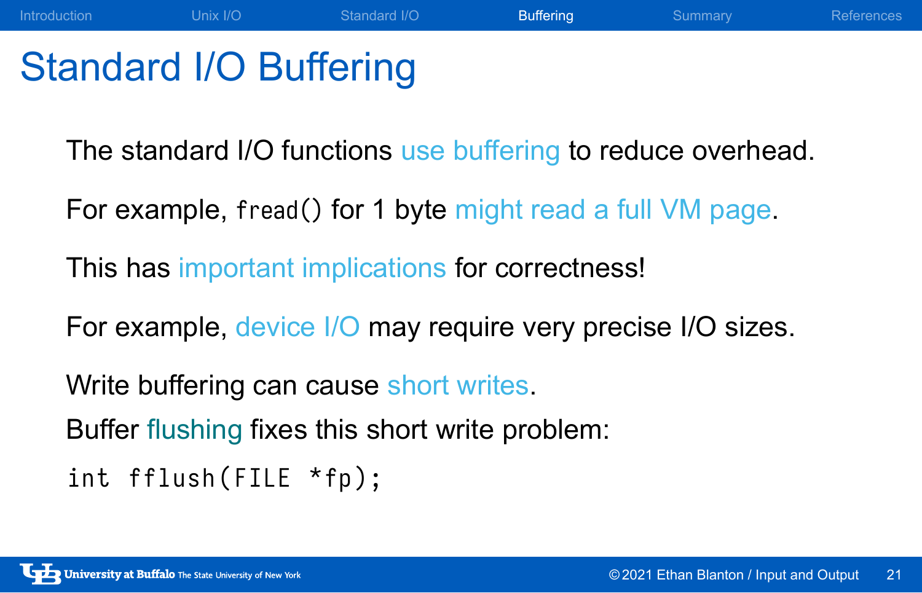# Standard I/O Buffering

The standard I/O functions use buffering to reduce overhead.

For example, `fread()` for 1 byte might read a full VM page.

This has important implications for correctness!

For example, device I/O may require very precise I/O sizes.

Write buffering can cause short writes.

Buffer flushing fixes this short write problem:

```
int fflush(FILE *fp);
```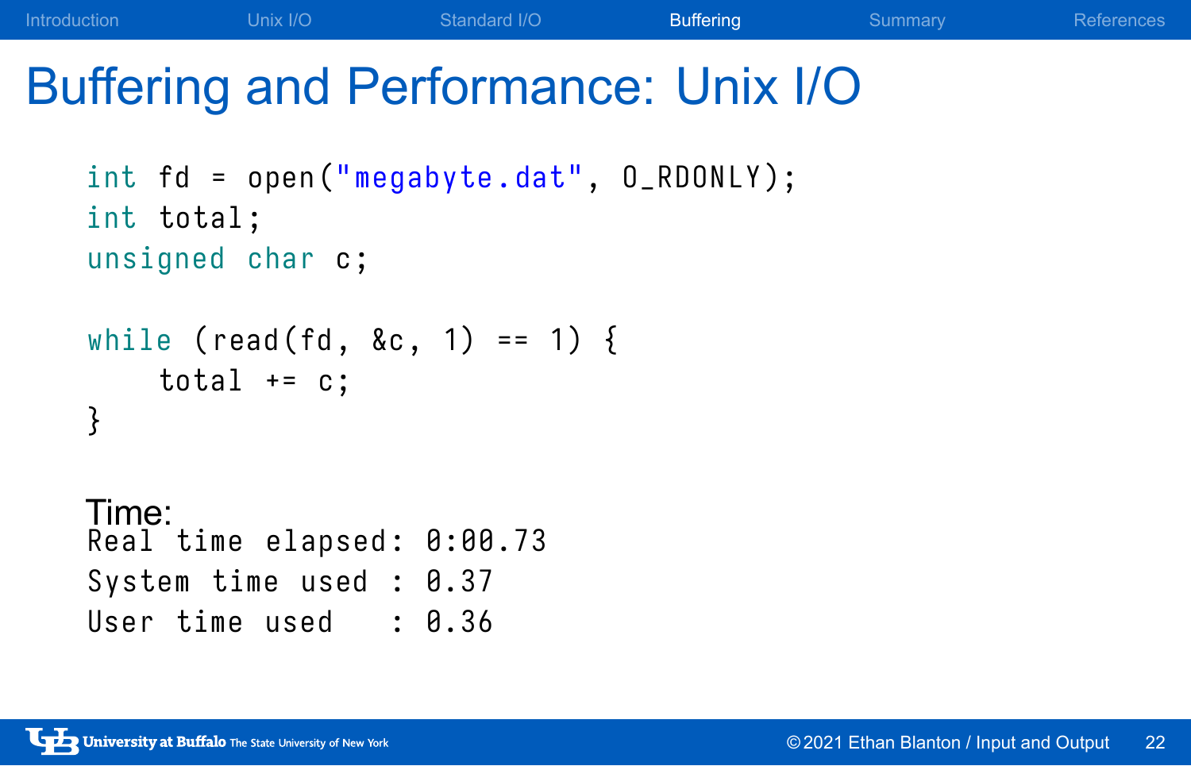# Buffering and Performance: Unix I/O

```c
int fd = open("megabyte.dat", O_RDONLY);
int total;
unsigned char c;

while (read(fd, &c, 1) == 1) {
    total += c;
}
```

Time:

```
Real time elapsed: 0:00.73
System time used : 0.37
User time used   : 0.36
```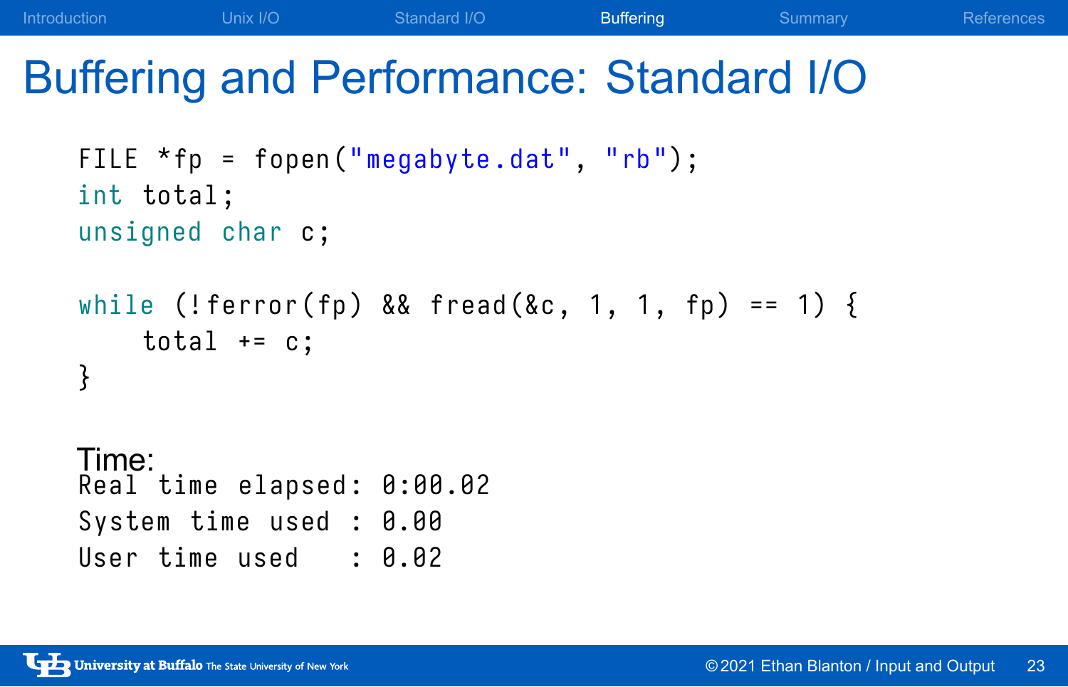# Buffering and Performance: Standard I/O

```
FILE *fp = fopen("megabyte.dat", "rb");
int total;
unsigned char c;

while (!ferror(fp) && fread(&c, 1, 1, fp) == 1) {
    total += c;
}
```

Time:

```
Real time elapsed: 0:00.02
System time used : 0.00
User time used   : 0.02
```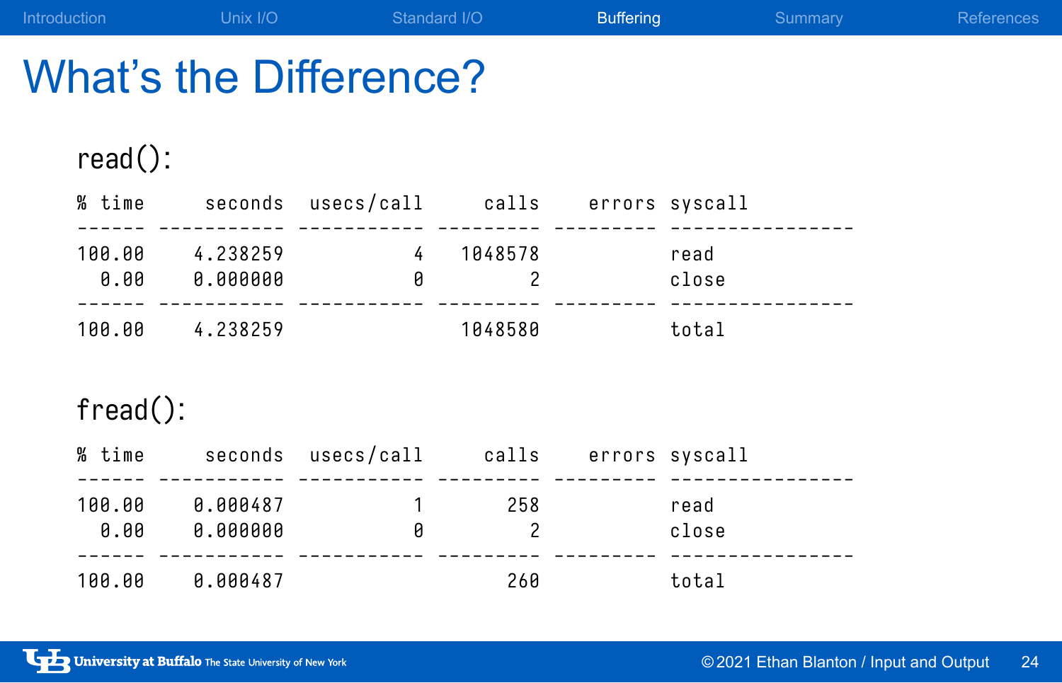# What's the Difference?

read():

| % time | seconds | usecs/call | calls | errors | syscall |
|---|---|---|---|---|---|
| 100.00 | 4.238259 | 4 | 1048578 | | read |
| 0.00 | 0.000000 | 0 | 2 | | close |
| 100.00 | 4.238259 | | 1048580 | | total |

fread():

| % time | seconds | usecs/call | calls | errors | syscall |
|---|---|---|---|---|---|
| 100.00 | 0.000487 | 1 | 258 | | read |
| 0.00 | 0.000000 | 0 | 2 | | close |
| 100.00 | 0.000487 | | 260 | | total |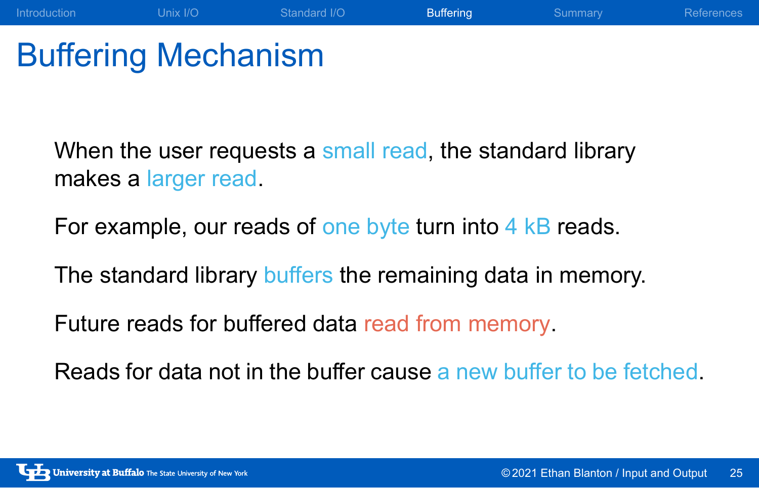# Buffering Mechanism

When the user requests a small read, the standard library makes a larger read.

For example, our reads of one byte turn into 4 kB reads.

The standard library buffers the remaining data in memory.

Future reads for buffered data read from memory.

Reads for data not in the buffer cause a new buffer to be fetched.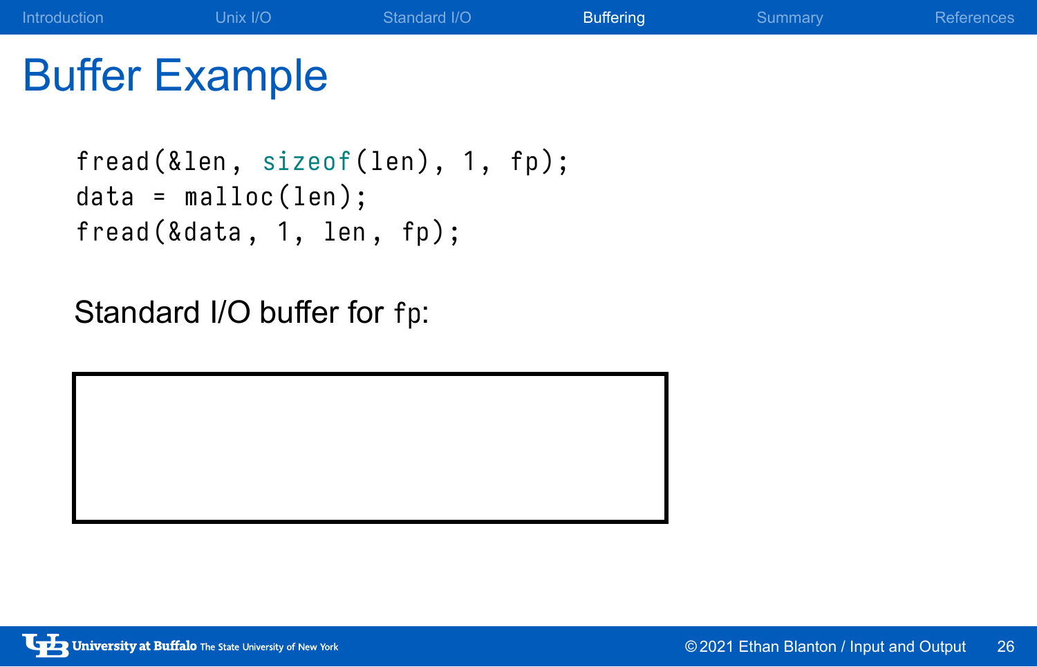# Buffer Example

```
fread(&len, sizeof(len), 1, fp);
data = malloc(len);
fread(&data, 1, len, fp);
```

Standard I/O buffer for `fp`: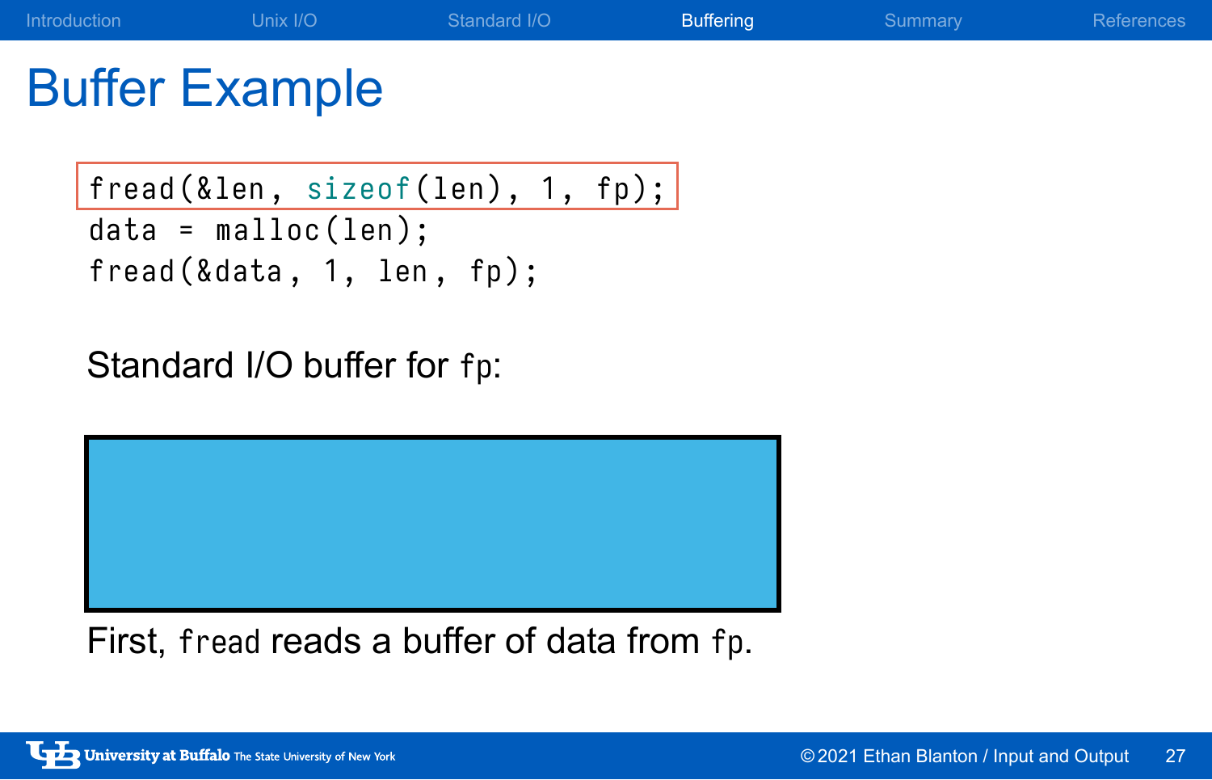# Buffer Example

```
fread(&len, sizeof(len), 1, fp);
data = malloc(len);
fread(&data, 1, len, fp);
```

Standard I/O buffer for `fp`:

First, `fread` reads a buffer of data from `fp`.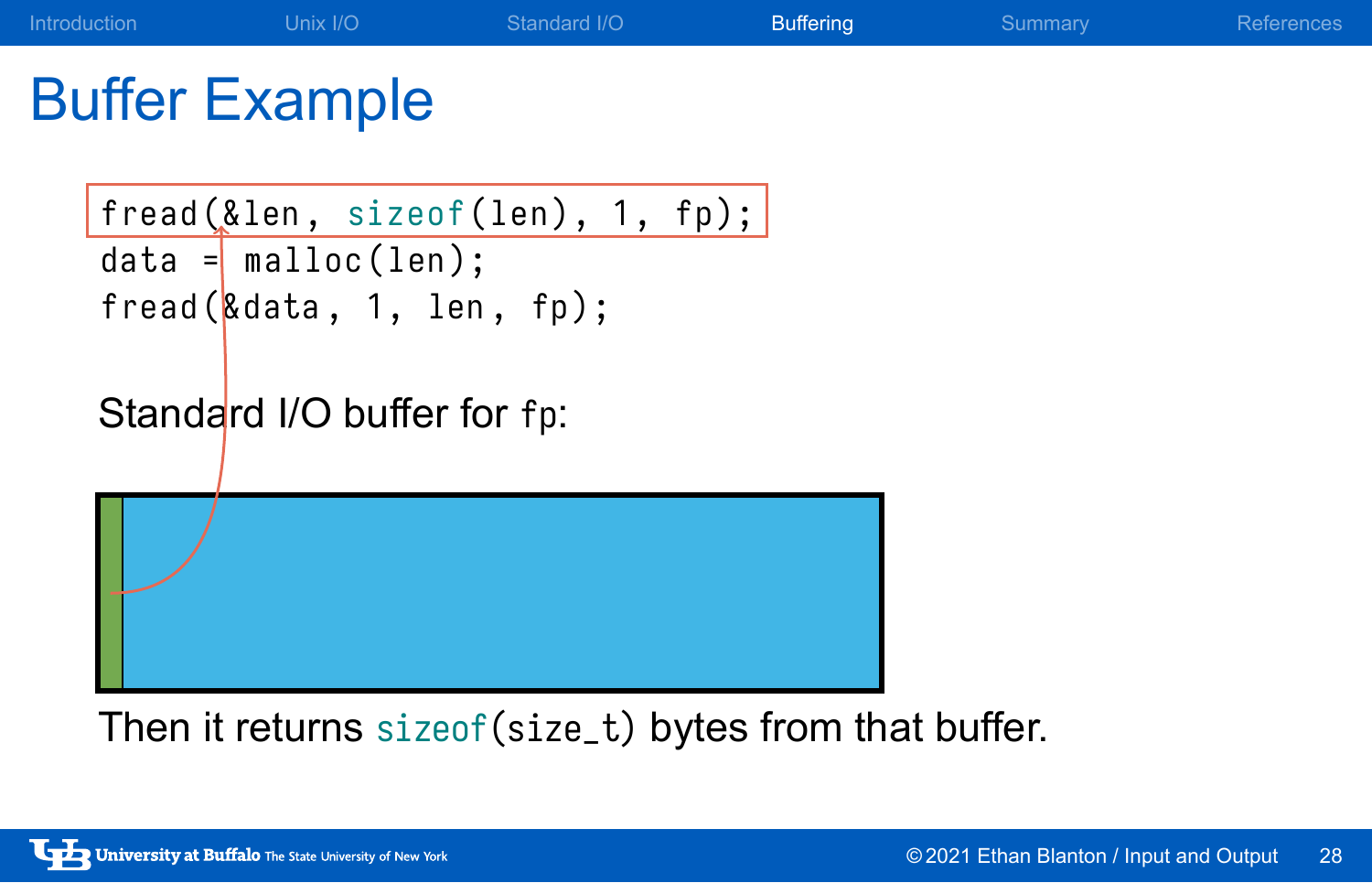# Buffer Example

```
fread(&len, sizeof(len), 1, fp);
data = malloc(len);
fread(&data, 1, len, fp);
```

Standard I/O buffer for `fp`:

Then it returns `sizeof(size_t)` bytes from that buffer.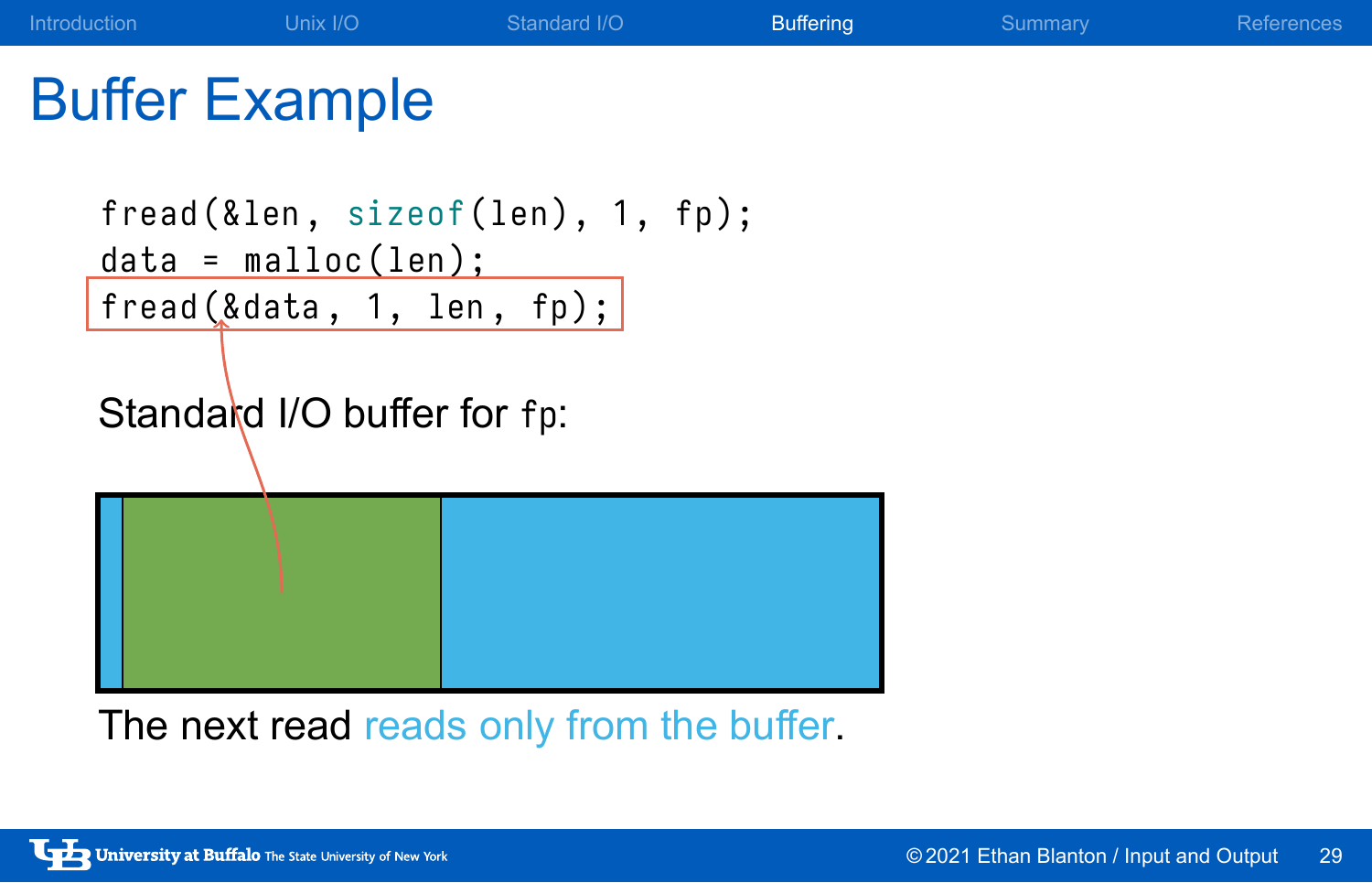# Buffer Example

```
fread(&len, sizeof(len), 1, fp);
data = malloc(len);
fread(&data, 1, len, fp);
```

Standard I/O buffer for `fp`:

The next read reads only from the buffer.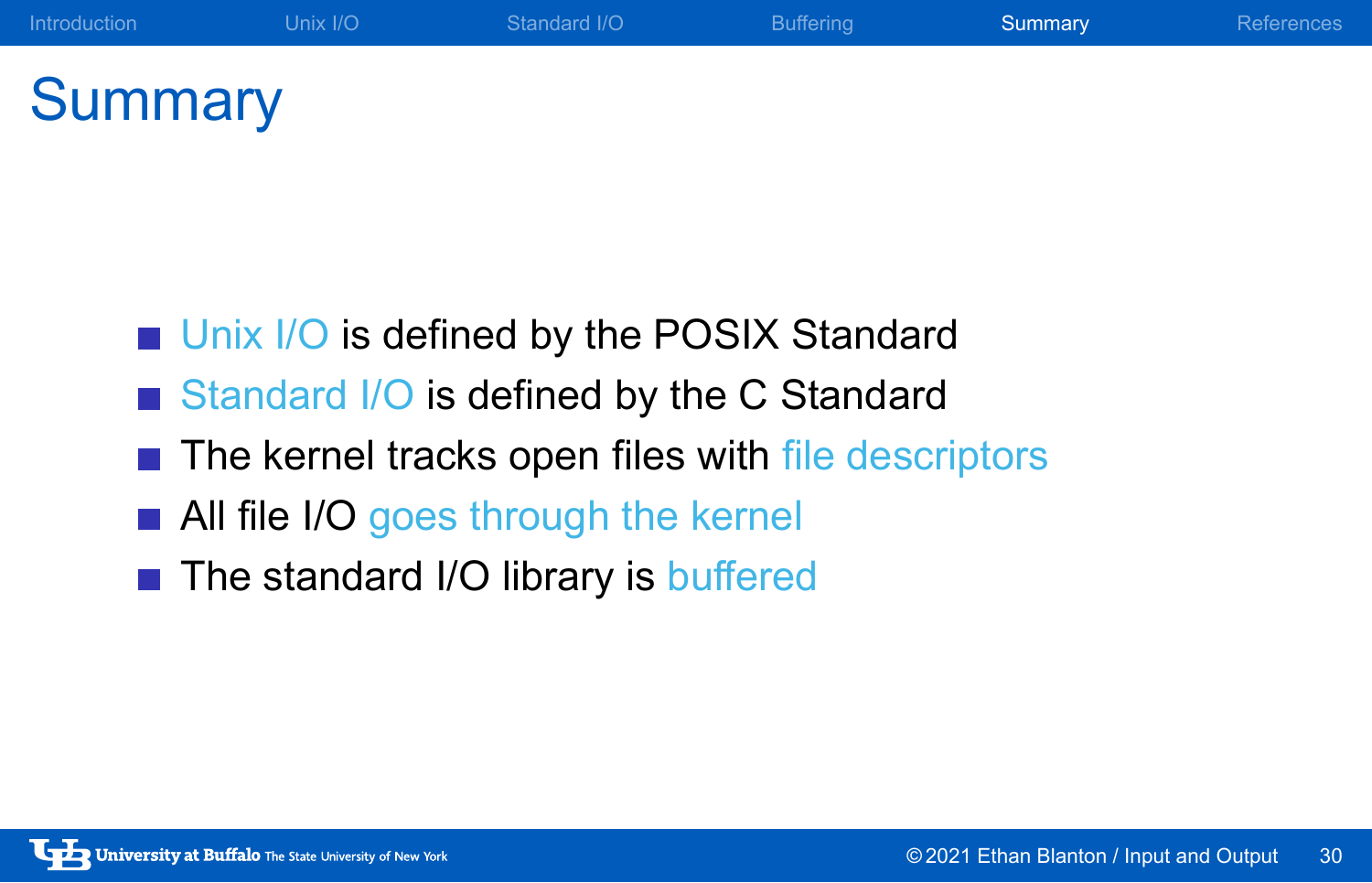# Summary

- Unix I/O is defined by the POSIX Standard
- Standard I/O is defined by the C Standard
- The kernel tracks open files with file descriptors
- All file I/O goes through the kernel
- The standard I/O library is buffered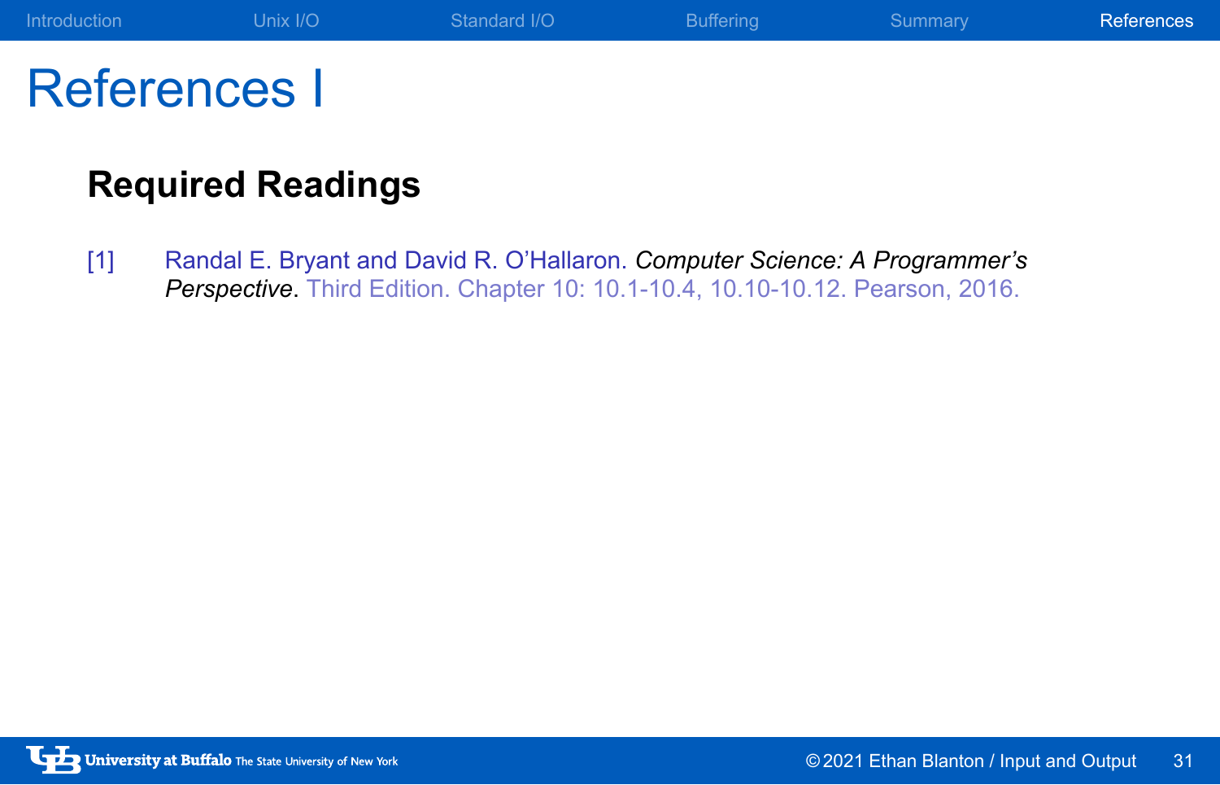# References I

## Required Readings

[1] Randal E. Bryant and David R. O'Hallaron. *Computer Science: A Programmer's Perspective*. Third Edition. Chapter 10: 10.1-10.4, 10.10-10.12. Pearson, 2016.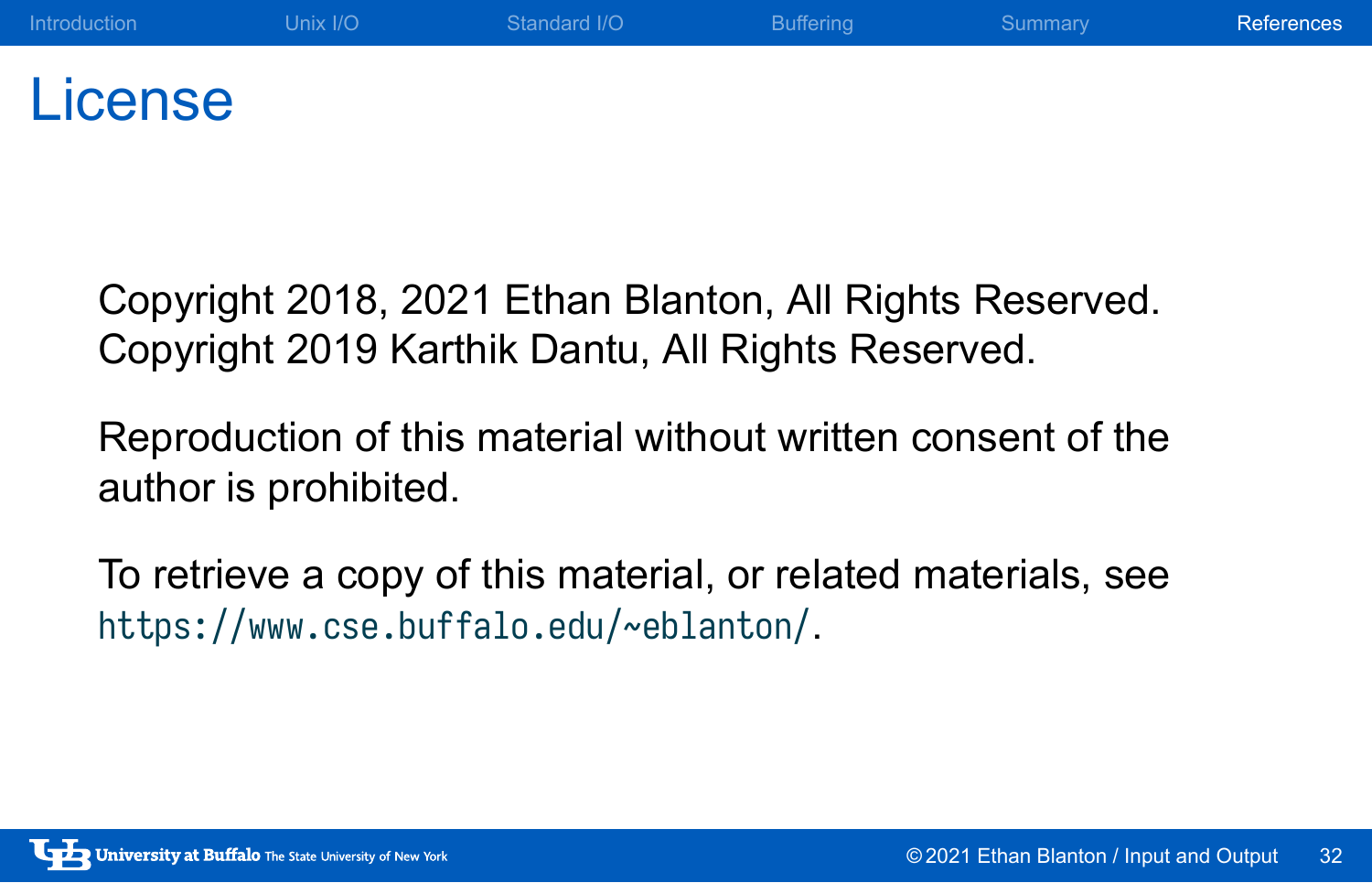# License

Copyright 2018, 2021 Ethan Blanton, All Rights Reserved.
Copyright 2019 Karthik Dantu, All Rights Reserved.

Reproduction of this material without written consent of the author is prohibited.

To retrieve a copy of this material, or related materials, see `https://www.cse.buffalo.edu/~eblanton/`.